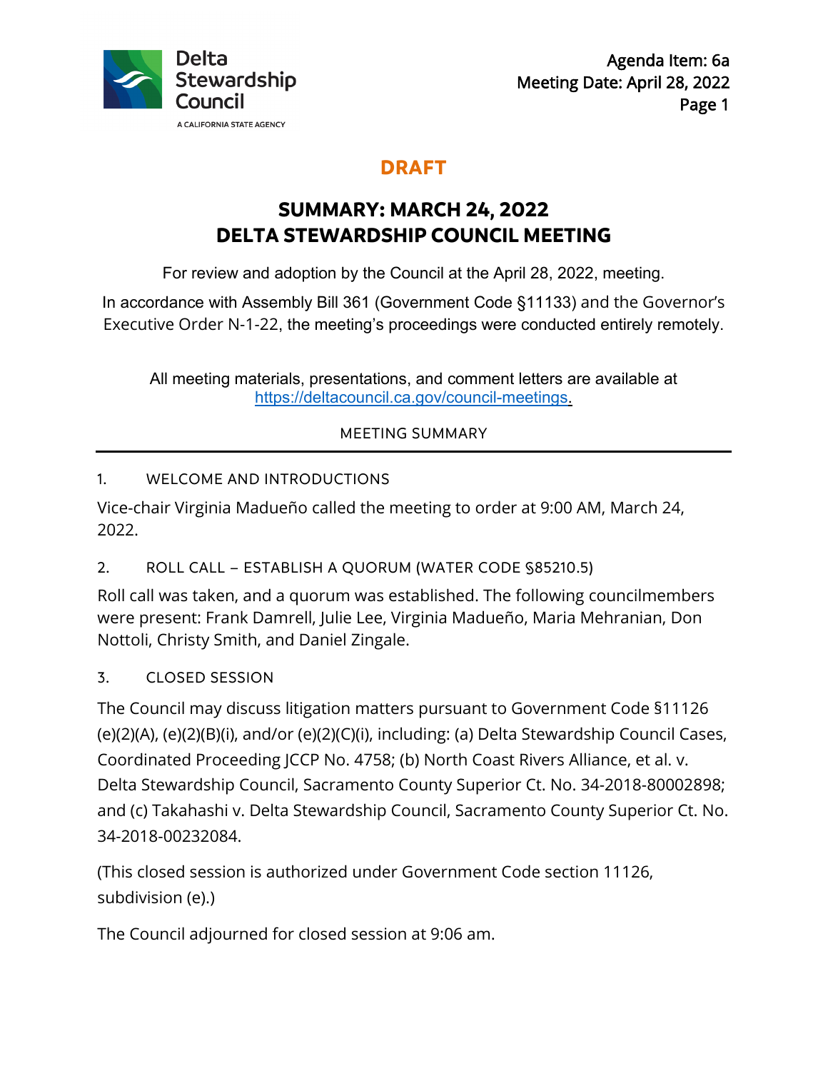Delta Stewardship Council

A CALIFORNIA STATE AGENCY

Agenda Item: 6a
Meeting Date: April 28, 2022

**DRAFT**

# SUMMARY: MARCH 24, 2022
# DELTA STEWARDSHIP COUNCIL MEETING

For review and adoption by the Council at the April 28, 2022, meeting.

In accordance with Assembly Bill 361 (Government Code §11133) and the Governor's Executive Order N-1-22, the meeting's proceedings were conducted entirely remotely.

All meeting materials, presentations, and comment letters are available at [https://deltacouncil.ca.gov/council-meetings](https://deltacouncil.ca.gov/council-meetings).

MEETING SUMMARY

---

## 1. WELCOME AND INTRODUCTIONS

Vice-chair Virginia Madueño called the meeting to order at 9:00 AM, March 24, 2022.

## 2. ROLL CALL – ESTABLISH A QUORUM (WATER CODE §85210.5)

Roll call was taken, and a quorum was established. The following councilmembers were present: Frank Damrell, Julie Lee, Virginia Madueño, Maria Mehranian, Don Nottoli, Christy Smith, and Daniel Zingale.

## 3. CLOSED SESSION

The Council may discuss litigation matters pursuant to Government Code §11126 (e)(2)(A), (e)(2)(B)(i), and/or (e)(2)(C)(i), including: (a) Delta Stewardship Council Cases, Coordinated Proceeding JCCP No. 4758; (b) North Coast Rivers Alliance, et al. v. Delta Stewardship Council, Sacramento County Superior Ct. No. 34-2018-80002898; and (c) Takahashi v. Delta Stewardship Council, Sacramento County Superior Ct. No. 34-2018-00232084.

(This closed session is authorized under Government Code section 11126, subdivision (e).)

The Council adjourned for closed session at 9:06 am.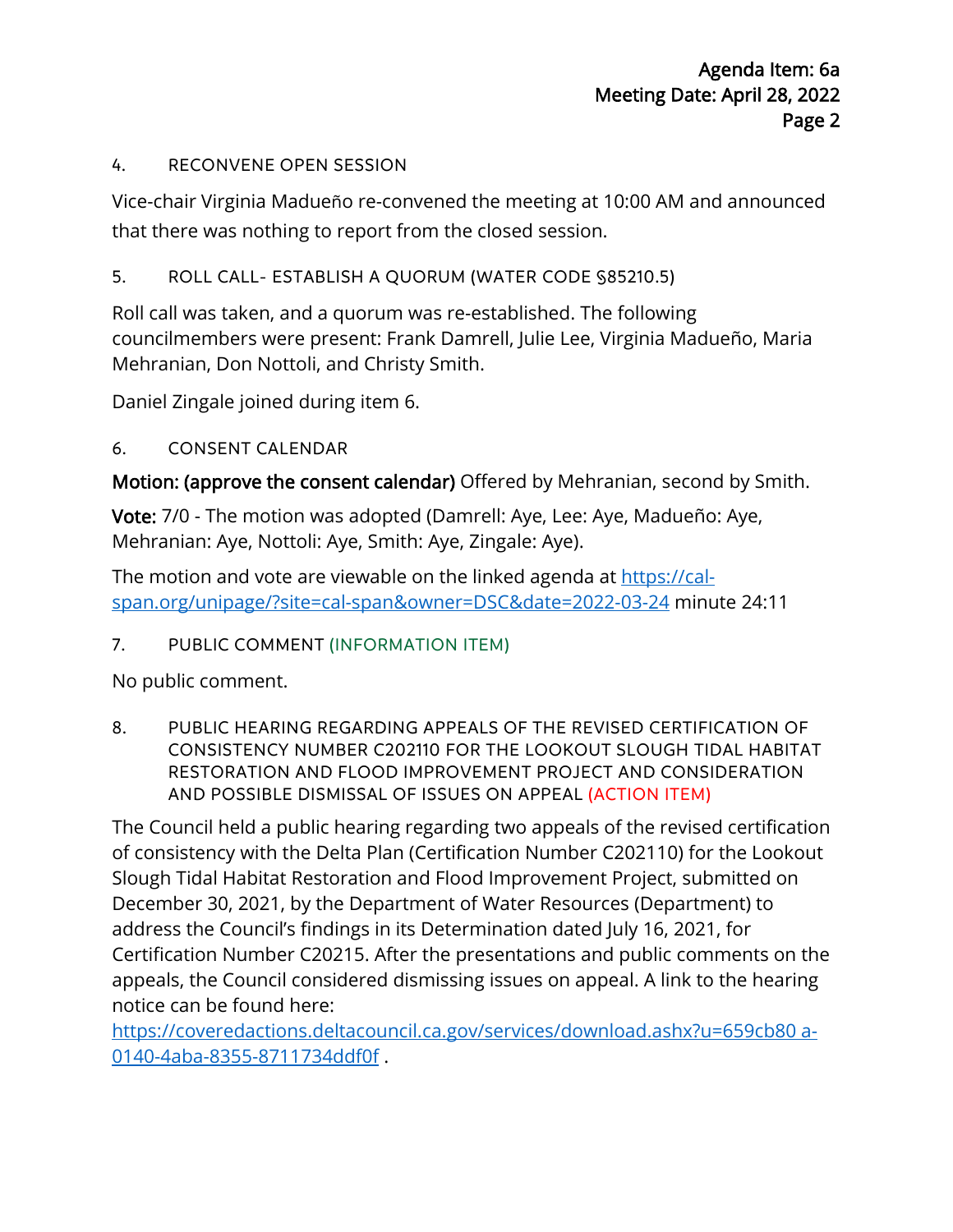4. RECONVENE OPEN SESSION

Vice-chair Virginia Madueño re-convened the meeting at 10:00 AM and announced that there was nothing to report from the closed session.

5. ROLL CALL- ESTABLISH A QUORUM (WATER CODE §85210.5)

Roll call was taken, and a quorum was re-established. The following councilmembers were present: Frank Damrell, Julie Lee, Virginia Madueño, Maria Mehranian, Don Nottoli, and Christy Smith.

Daniel Zingale joined during item 6.

6. CONSENT CALENDAR

**Motion: (approve the consent calendar)** Offered by Mehranian, second by Smith.

**Vote:** 7/0 - The motion was adopted (Damrell: Aye, Lee: Aye, Madueño: Aye, Mehranian: Aye, Nottoli: Aye, Smith: Aye, Zingale: Aye).

The motion and vote are viewable on the linked agenda at [https://cal-span.org/unipage/?site=cal-span&owner=DSC&date=2022-03-24](https://cal-span.org/unipage/?site=cal-span&owner=DSC&date=2022-03-24) minute 24:11

7. PUBLIC COMMENT (INFORMATION ITEM)

No public comment.

8. PUBLIC HEARING REGARDING APPEALS OF THE REVISED CERTIFICATION OF CONSISTENCY NUMBER C202110 FOR THE LOOKOUT SLOUGH TIDAL HABITAT RESTORATION AND FLOOD IMPROVEMENT PROJECT AND CONSIDERATION AND POSSIBLE DISMISSAL OF ISSUES ON APPEAL (ACTION ITEM)

The Council held a public hearing regarding two appeals of the revised certification of consistency with the Delta Plan (Certification Number C202110) for the Lookout Slough Tidal Habitat Restoration and Flood Improvement Project, submitted on December 30, 2021, by the Department of Water Resources (Department) to address the Council's findings in its Determination dated July 16, 2021, for Certification Number C20215. After the presentations and public comments on the appeals, the Council considered dismissing issues on appeal. A link to the hearing notice can be found here: [https://coveredactions.deltacouncil.ca.gov/services/download.ashx?u=659cb80 a-0140-4aba-8355-8711734ddf0f](https://coveredactions.deltacouncil.ca.gov/services/download.ashx?u=659cb80a-0140-4aba-8355-8711734ddf0f) .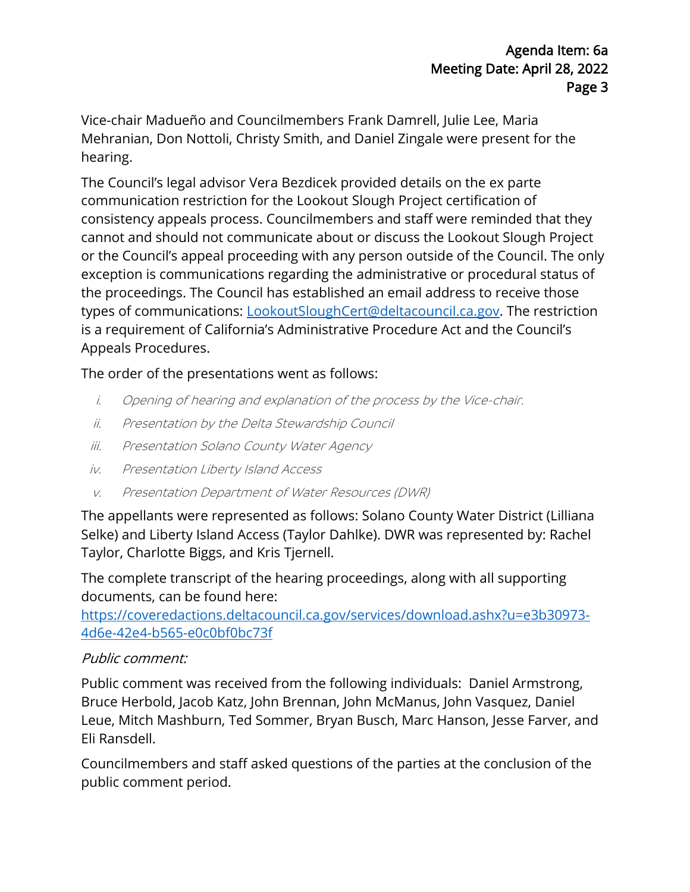Vice-chair Madueño and Councilmembers Frank Damrell, Julie Lee, Maria Mehranian, Don Nottoli, Christy Smith, and Daniel Zingale were present for the hearing.

The Council's legal advisor Vera Bezdicek provided details on the ex parte communication restriction for the Lookout Slough Project certification of consistency appeals process. Councilmembers and staff were reminded that they cannot and should not communicate about or discuss the Lookout Slough Project or the Council's appeal proceeding with any person outside of the Council. The only exception is communications regarding the administrative or procedural status of the proceedings. The Council has established an email address to receive those types of communications: [LookoutSloughCert@deltacouncil.ca.gov](mailto:LookoutSloughCert@deltacouncil.ca.gov). The restriction is a requirement of California's Administrative Procedure Act and the Council's Appeals Procedures.

The order of the presentations went as follows:

i. *Opening of hearing and explanation of the process by the Vice-chair.*
ii. *Presentation by the Delta Stewardship Council*
iii. *Presentation Solano County Water Agency*
iv. *Presentation Liberty Island Access*
v. *Presentation Department of Water Resources (DWR)*

The appellants were represented as follows: Solano County Water District (Lilliana Selke) and Liberty Island Access (Taylor Dahlke). DWR was represented by: Rachel Taylor, Charlotte Biggs, and Kris Tjernell.

The complete transcript of the hearing proceedings, along with all supporting documents, can be found here:
[https://coveredactions.deltacouncil.ca.gov/services/download.ashx?u=e3b30973-4d6e-42e4-b565-e0c0bf0bc73f](https://coveredactions.deltacouncil.ca.gov/services/download.ashx?u=e3b30973-4d6e-42e4-b565-e0c0bf0bc73f)

*Public comment:*

Public comment was received from the following individuals: Daniel Armstrong, Bruce Herbold, Jacob Katz, John Brennan, John McManus, John Vasquez, Daniel Leue, Mitch Mashburn, Ted Sommer, Bryan Busch, Marc Hanson, Jesse Farver, and Eli Ransdell.

Councilmembers and staff asked questions of the parties at the conclusion of the public comment period.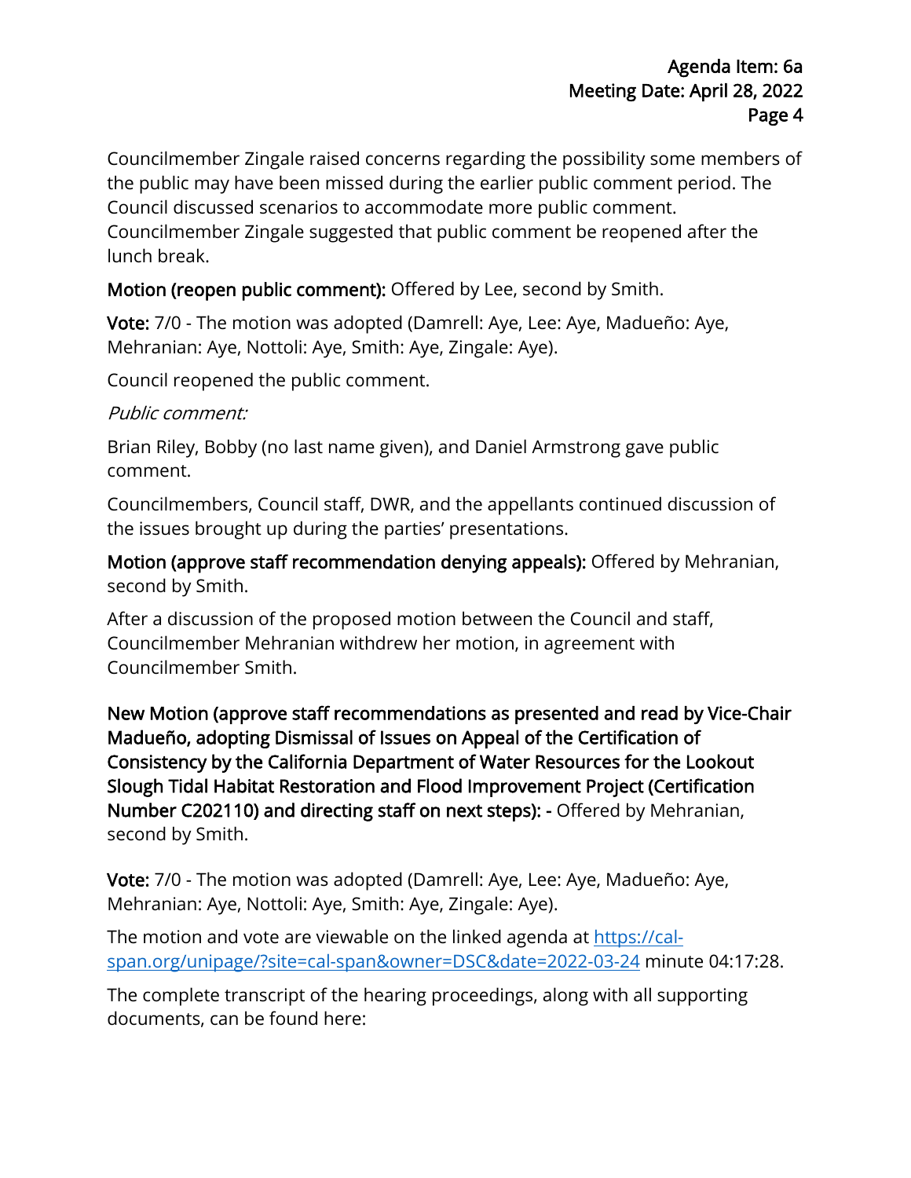Councilmember Zingale raised concerns regarding the possibility some members of the public may have been missed during the earlier public comment period. The Council discussed scenarios to accommodate more public comment. Councilmember Zingale suggested that public comment be reopened after the lunch break.

**Motion (reopen public comment):** Offered by Lee, second by Smith.

**Vote:** 7/0 - The motion was adopted (Damrell: Aye, Lee: Aye, Madueño: Aye, Mehranian: Aye, Nottoli: Aye, Smith: Aye, Zingale: Aye).

Council reopened the public comment.

*Public comment:*

Brian Riley, Bobby (no last name given), and Daniel Armstrong gave public comment.

Councilmembers, Council staff, DWR, and the appellants continued discussion of the issues brought up during the parties' presentations.

**Motion (approve staff recommendation denying appeals):** Offered by Mehranian, second by Smith.

After a discussion of the proposed motion between the Council and staff, Councilmember Mehranian withdrew her motion, in agreement with Councilmember Smith.

**New Motion (approve staff recommendations as presented and read by Vice-Chair Madueño, adopting Dismissal of Issues on Appeal of the Certification of Consistency by the California Department of Water Resources for the Lookout Slough Tidal Habitat Restoration and Flood Improvement Project (Certification Number C202110) and directing staff on next steps): -** Offered by Mehranian, second by Smith.

**Vote:** 7/0 - The motion was adopted (Damrell: Aye, Lee: Aye, Madueño: Aye, Mehranian: Aye, Nottoli: Aye, Smith: Aye, Zingale: Aye).

The motion and vote are viewable on the linked agenda at [https://cal-span.org/unipage/?site=cal-span&owner=DSC&date=2022-03-24](https://cal-span.org/unipage/?site=cal-span&owner=DSC&date=2022-03-24) minute 04:17:28.

The complete transcript of the hearing proceedings, along with all supporting documents, can be found here: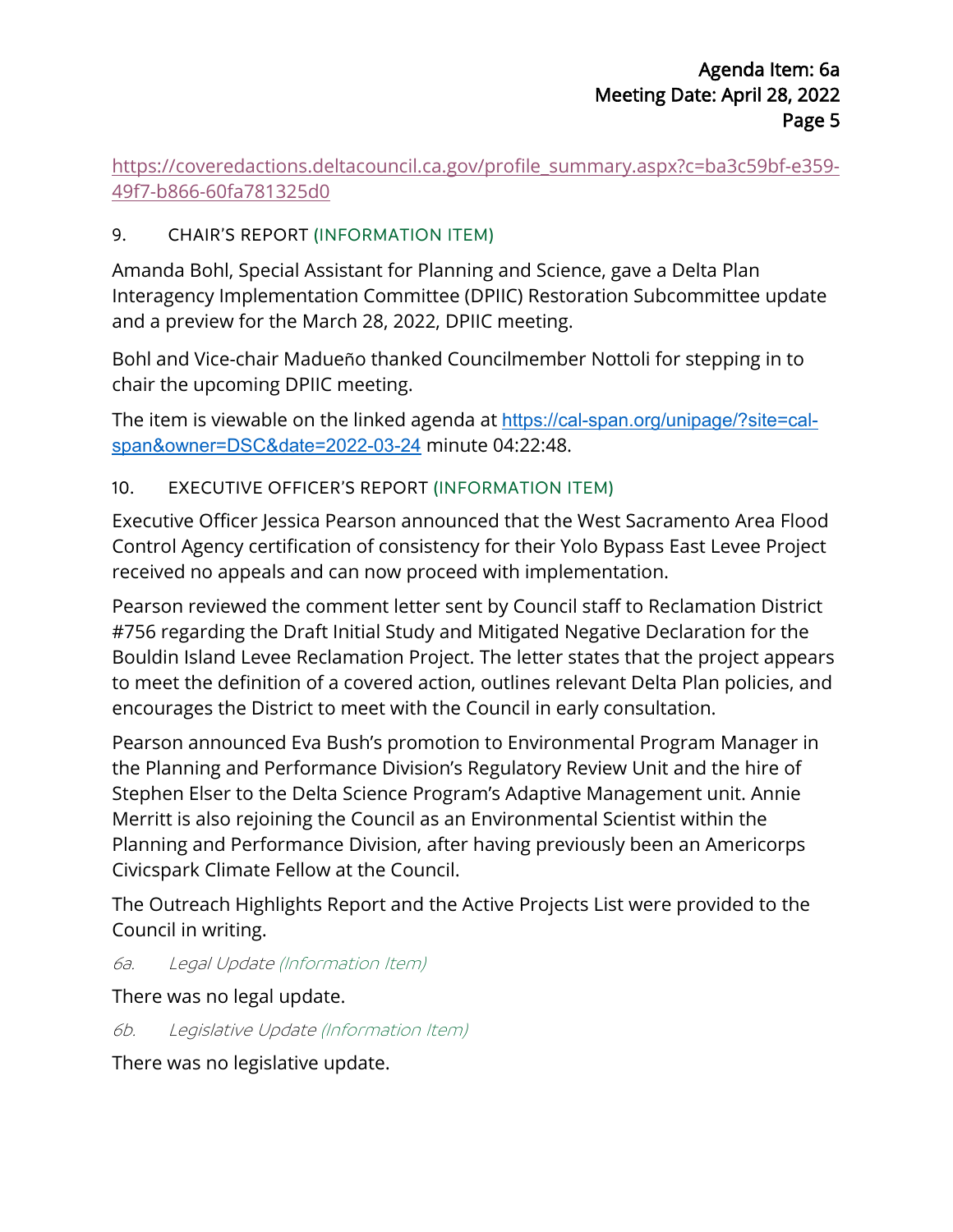https://coveredactions.deltacouncil.ca.gov/profile_summary.aspx?c=ba3c59bf-e359-49f7-b866-60fa781325d0

## 9. CHAIR'S REPORT (INFORMATION ITEM)

Amanda Bohl, Special Assistant for Planning and Science, gave a Delta Plan Interagency Implementation Committee (DPIIC) Restoration Subcommittee update and a preview for the March 28, 2022, DPIIC meeting.

Bohl and Vice-chair Madueño thanked Councilmember Nottoli for stepping in to chair the upcoming DPIIC meeting.

The item is viewable on the linked agenda at https://cal-span.org/unipage/?site=cal-span&owner=DSC&date=2022-03-24 minute 04:22:48.

## 10. EXECUTIVE OFFICER'S REPORT (INFORMATION ITEM)

Executive Officer Jessica Pearson announced that the West Sacramento Area Flood Control Agency certification of consistency for their Yolo Bypass East Levee Project received no appeals and can now proceed with implementation.

Pearson reviewed the comment letter sent by Council staff to Reclamation District #756 regarding the Draft Initial Study and Mitigated Negative Declaration for the Bouldin Island Levee Reclamation Project. The letter states that the project appears to meet the definition of a covered action, outlines relevant Delta Plan policies, and encourages the District to meet with the Council in early consultation.

Pearson announced Eva Bush's promotion to Environmental Program Manager in the Planning and Performance Division's Regulatory Review Unit and the hire of Stephen Elser to the Delta Science Program's Adaptive Management unit. Annie Merritt is also rejoining the Council as an Environmental Scientist within the Planning and Performance Division, after having previously been an Americorps Civicspark Climate Fellow at the Council.

The Outreach Highlights Report and the Active Projects List were provided to the Council in writing.

### *6a. Legal Update (Information Item)*

There was no legal update.

### *6b. Legislative Update (Information Item)*

There was no legislative update.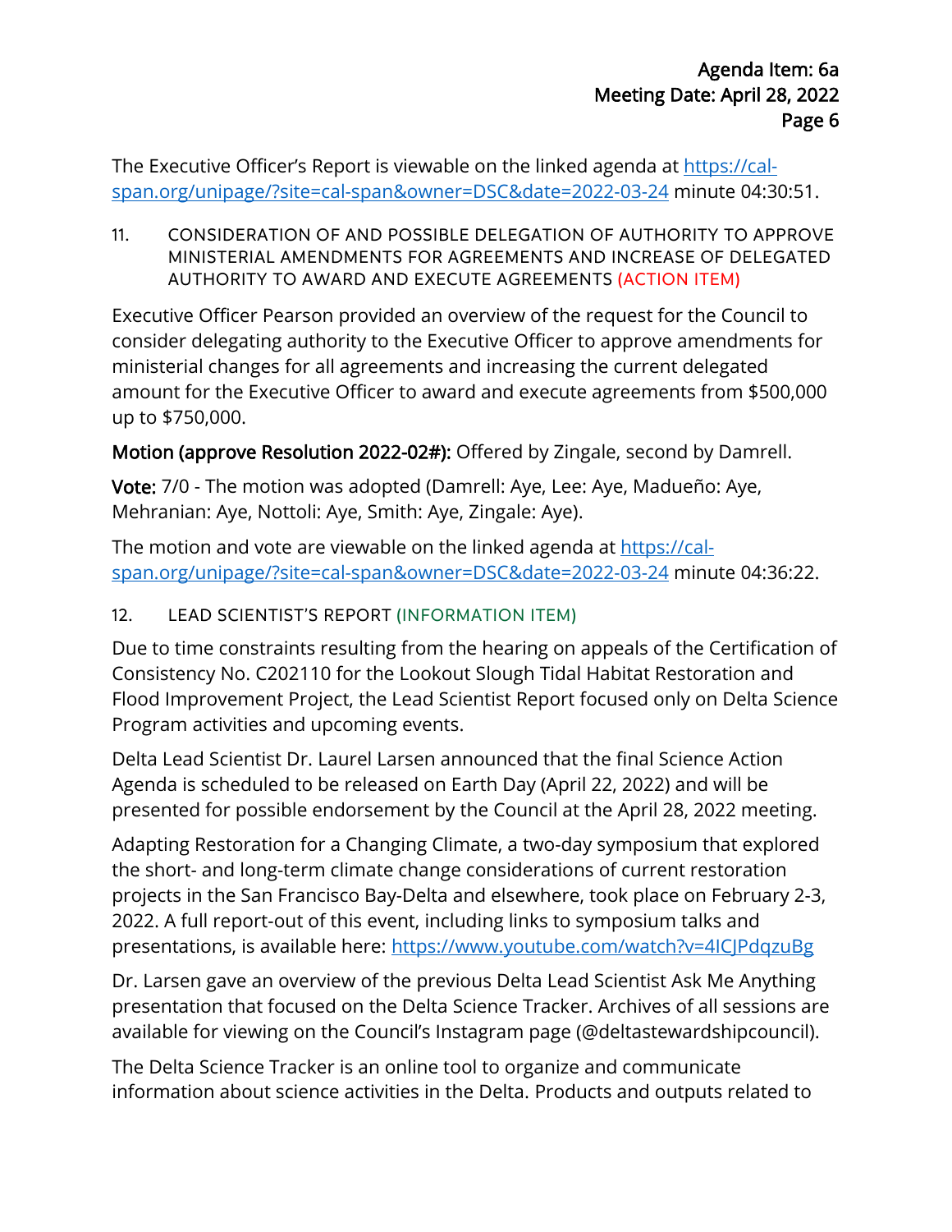The Executive Officer's Report is viewable on the linked agenda at [https://cal-span.org/unipage/?site=cal-span&owner=DSC&date=2022-03-24](https://cal-span.org/unipage/?site=cal-span&owner=DSC&date=2022-03-24) minute 04:30:51.

### 11. CONSIDERATION OF AND POSSIBLE DELEGATION OF AUTHORITY TO APPROVE MINISTERIAL AMENDMENTS FOR AGREEMENTS AND INCREASE OF DELEGATED AUTHORITY TO AWARD AND EXECUTE AGREEMENTS (ACTION ITEM)

Executive Officer Pearson provided an overview of the request for the Council to consider delegating authority to the Executive Officer to approve amendments for ministerial changes for all agreements and increasing the current delegated amount for the Executive Officer to award and execute agreements from $500,000 up to $750,000.

**Motion (approve Resolution 2022-02#):** Offered by Zingale, second by Damrell.

**Vote:** 7/0 - The motion was adopted (Damrell: Aye, Lee: Aye, Madueño: Aye, Mehranian: Aye, Nottoli: Aye, Smith: Aye, Zingale: Aye).

The motion and vote are viewable on the linked agenda at [https://cal-span.org/unipage/?site=cal-span&owner=DSC&date=2022-03-24](https://cal-span.org/unipage/?site=cal-span&owner=DSC&date=2022-03-24) minute 04:36:22.

### 12. LEAD SCIENTIST'S REPORT (INFORMATION ITEM)

Due to time constraints resulting from the hearing on appeals of the Certification of Consistency No. C202110 for the Lookout Slough Tidal Habitat Restoration and Flood Improvement Project, the Lead Scientist Report focused only on Delta Science Program activities and upcoming events.

Delta Lead Scientist Dr. Laurel Larsen announced that the final Science Action Agenda is scheduled to be released on Earth Day (April 22, 2022) and will be presented for possible endorsement by the Council at the April 28, 2022 meeting.

Adapting Restoration for a Changing Climate, a two-day symposium that explored the short- and long-term climate change considerations of current restoration projects in the San Francisco Bay-Delta and elsewhere, took place on February 2-3, 2022. A full report-out of this event, including links to symposium talks and presentations, is available here: [https://www.youtube.com/watch?v=4ICJPdqzuBg](https://www.youtube.com/watch?v=4ICJPdqzuBg)

Dr. Larsen gave an overview of the previous Delta Lead Scientist Ask Me Anything presentation that focused on the Delta Science Tracker. Archives of all sessions are available for viewing on the Council's Instagram page (@deltastewardshipcouncil).

The Delta Science Tracker is an online tool to organize and communicate information about science activities in the Delta. Products and outputs related to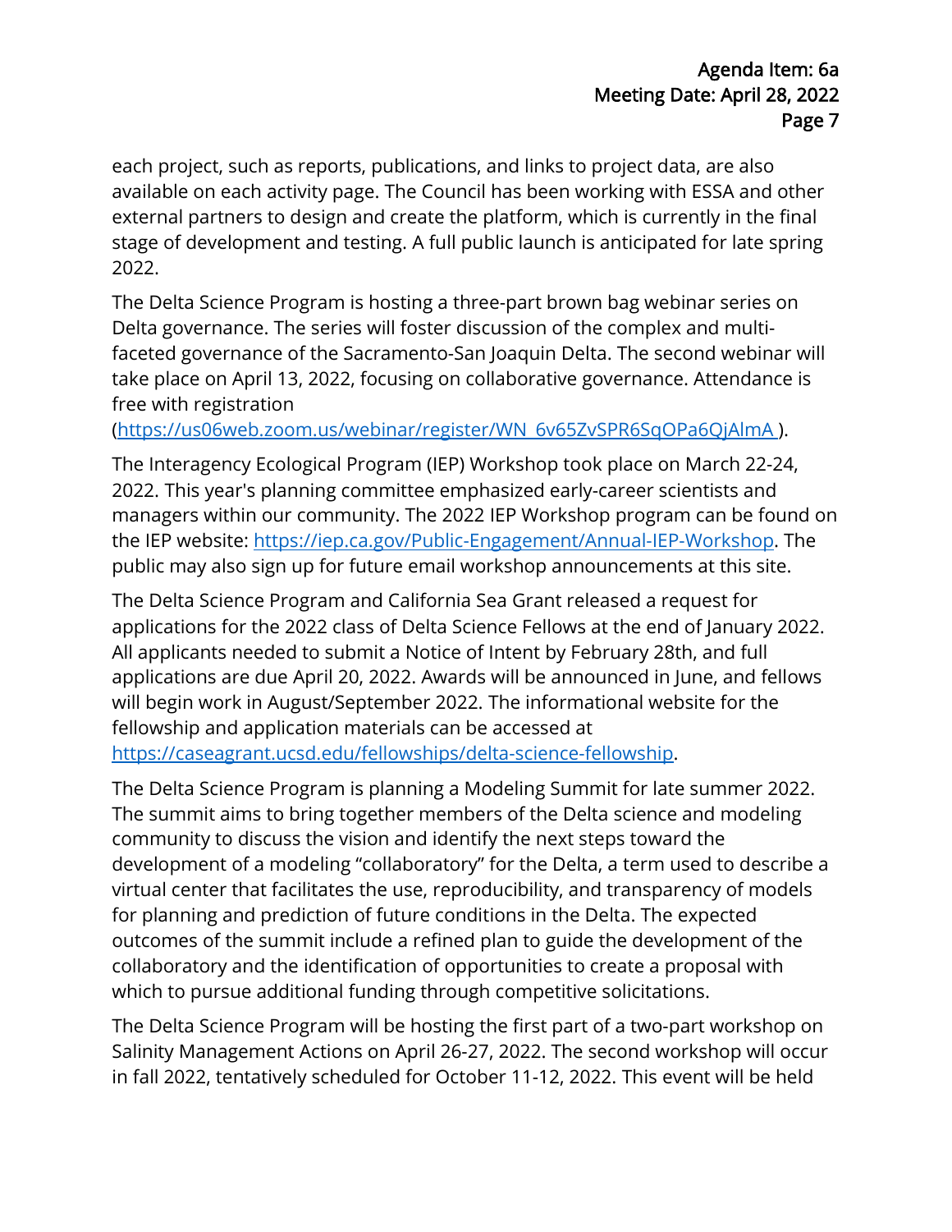each project, such as reports, publications, and links to project data, are also available on each activity page. The Council has been working with ESSA and other external partners to design and create the platform, which is currently in the final stage of development and testing. A full public launch is anticipated for late spring 2022.

The Delta Science Program is hosting a three-part brown bag webinar series on Delta governance. The series will foster discussion of the complex and multi-faceted governance of the Sacramento-San Joaquin Delta. The second webinar will take place on April 13, 2022, focusing on collaborative governance. Attendance is free with registration (https://us06web.zoom.us/webinar/register/WN_6v65ZvSPR6SqOPa6QjAlmA ).

The Interagency Ecological Program (IEP) Workshop took place on March 22-24, 2022. This year's planning committee emphasized early-career scientists and managers within our community. The 2022 IEP Workshop program can be found on the IEP website: https://iep.ca.gov/Public-Engagement/Annual-IEP-Workshop. The public may also sign up for future email workshop announcements at this site.

The Delta Science Program and California Sea Grant released a request for applications for the 2022 class of Delta Science Fellows at the end of January 2022. All applicants needed to submit a Notice of Intent by February 28th, and full applications are due April 20, 2022. Awards will be announced in June, and fellows will begin work in August/September 2022. The informational website for the fellowship and application materials can be accessed at https://caseagrant.ucsd.edu/fellowships/delta-science-fellowship.

The Delta Science Program is planning a Modeling Summit for late summer 2022. The summit aims to bring together members of the Delta science and modeling community to discuss the vision and identify the next steps toward the development of a modeling "collaboratory" for the Delta, a term used to describe a virtual center that facilitates the use, reproducibility, and transparency of models for planning and prediction of future conditions in the Delta. The expected outcomes of the summit include a refined plan to guide the development of the collaboratory and the identification of opportunities to create a proposal with which to pursue additional funding through competitive solicitations.

The Delta Science Program will be hosting the first part of a two-part workshop on Salinity Management Actions on April 26-27, 2022. The second workshop will occur in fall 2022, tentatively scheduled for October 11-12, 2022. This event will be held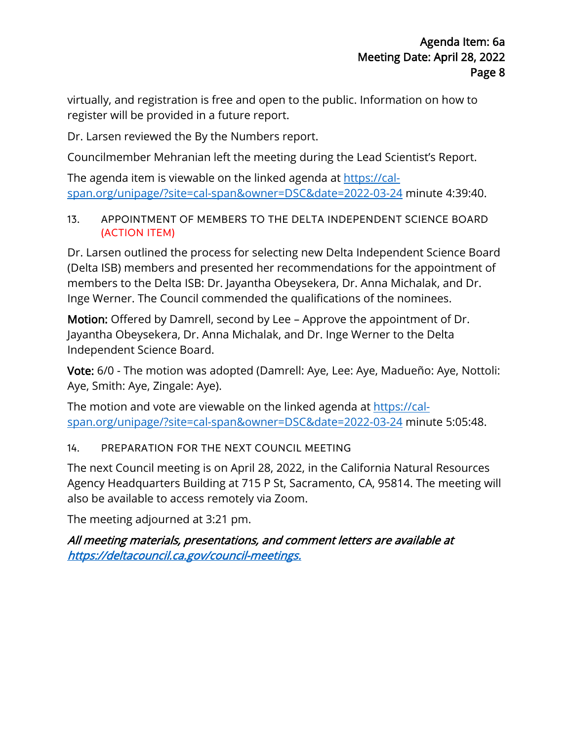virtually, and registration is free and open to the public. Information on how to register will be provided in a future report.

Dr. Larsen reviewed the By the Numbers report.

Councilmember Mehranian left the meeting during the Lead Scientist's Report.

The agenda item is viewable on the linked agenda at [https://cal-span.org/unipage/?site=cal-span&owner=DSC&date=2022-03-24](https://cal-span.org/unipage/?site=cal-span&owner=DSC&date=2022-03-24) minute 4:39:40.

### 13. APPOINTMENT OF MEMBERS TO THE DELTA INDEPENDENT SCIENCE BOARD (ACTION ITEM)

Dr. Larsen outlined the process for selecting new Delta Independent Science Board (Delta ISB) members and presented her recommendations for the appointment of members to the Delta ISB: Dr. Jayantha Obeysekera, Dr. Anna Michalak, and Dr. Inge Werner. The Council commended the qualifications of the nominees.

**Motion:** Offered by Damrell, second by Lee – Approve the appointment of Dr. Jayantha Obeysekera, Dr. Anna Michalak, and Dr. Inge Werner to the Delta Independent Science Board.

**Vote:** 6/0 - The motion was adopted (Damrell: Aye, Lee: Aye, Madueño: Aye, Nottoli: Aye, Smith: Aye, Zingale: Aye).

The motion and vote are viewable on the linked agenda at [https://cal-span.org/unipage/?site=cal-span&owner=DSC&date=2022-03-24](https://cal-span.org/unipage/?site=cal-span&owner=DSC&date=2022-03-24) minute 5:05:48.

### 14. PREPARATION FOR THE NEXT COUNCIL MEETING

The next Council meeting is on April 28, 2022, in the California Natural Resources Agency Headquarters Building at 715 P St, Sacramento, CA, 95814. The meeting will also be available to access remotely via Zoom.

The meeting adjourned at 3:21 pm.

*All meeting materials, presentations, and comment letters are available at [https://deltacouncil.ca.gov/council-meetings.](https://deltacouncil.ca.gov/council-meetings)*